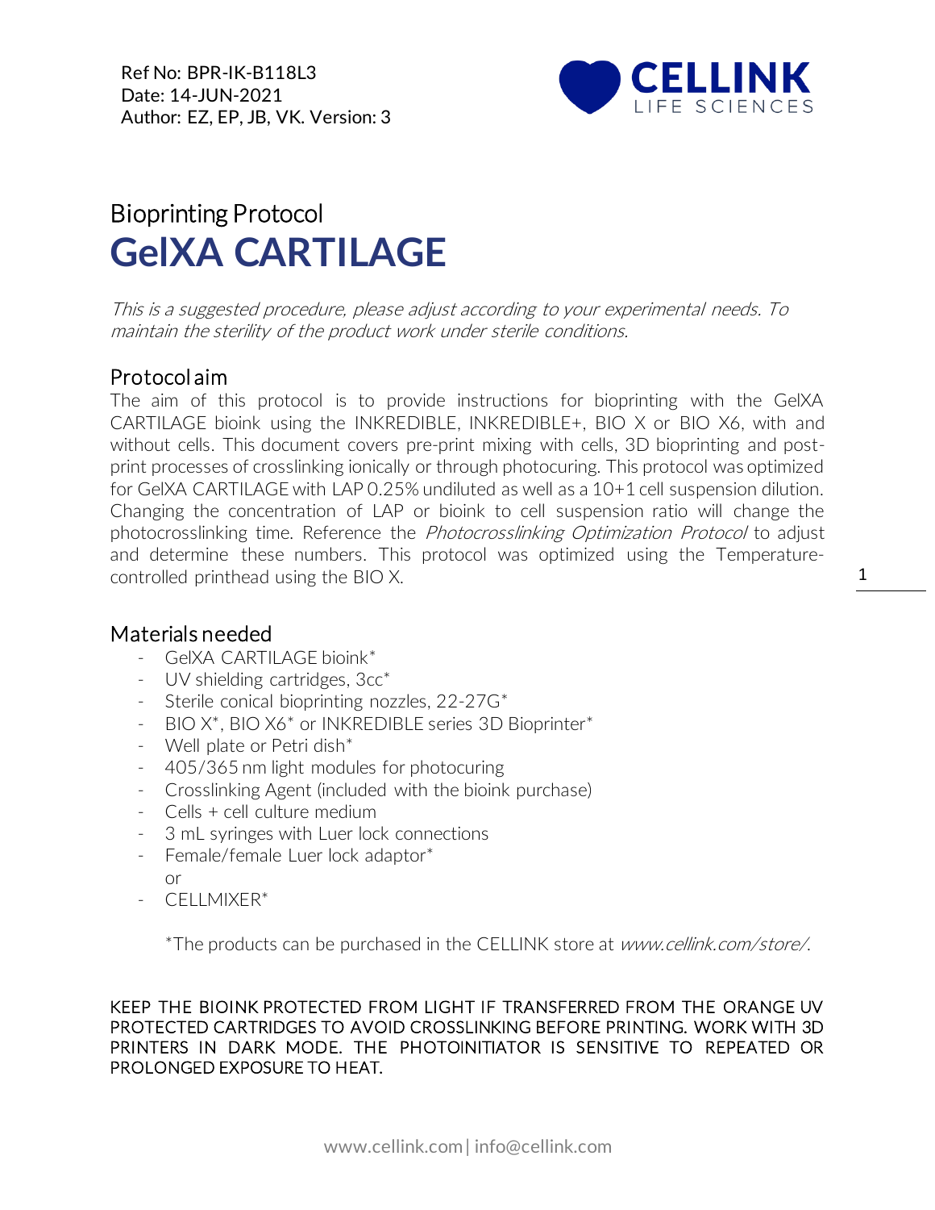Ref No: BPR-IK-B118L3
Date: 14-JUN-2021
Author: EZ, EP, JB, VK. Version: 3

Bioprinting Protocol

# GelXA CARTILAGE

*This is a suggested procedure, please adjust according to your experimental needs. To maintain the sterility of the product work under sterile conditions.*

## Protocol aim

The aim of this protocol is to provide instructions for bioprinting with the GelXA CARTILAGE bioink using the INKREDIBLE, INKREDIBLE+, BIO X or BIO X6, with and without cells. This document covers pre-print mixing with cells, 3D bioprinting and post-print processes of crosslinking ionically or through photocuring. This protocol was optimized for GelXA CARTILAGE with LAP 0.25% undiluted as well as a 10+1 cell suspension dilution. Changing the concentration of LAP or bioink to cell suspension ratio will change the photocrosslinking time. Reference the *Photocrosslinking Optimization Protocol* to adjust and determine these numbers. This protocol was optimized using the Temperature-controlled printhead using the BIO X.

## Materials needed

- GelXA CARTILAGE bioink*
- UV shielding cartridges, 3cc*
- Sterile conical bioprinting nozzles, 22-27G*
- BIO X*, BIO X6* or INKREDIBLE series 3D Bioprinter*
- Well plate or Petri dish*
- 405/365 nm light modules for photocuring
- Crosslinking Agent (included with the bioink purchase)
- Cells + cell culture medium
- 3 mL syringes with Luer lock connections
- Female/female Luer lock adaptor*
  or
- CELLMIXER*

*The products can be purchased in the CELLINK store at *www.cellink.com/store/*.

KEEP THE BIOINK PROTECTED FROM LIGHT IF TRANSFERRED FROM THE ORANGE UV PROTECTED CARTRIDGES TO AVOID CROSSLINKING BEFORE PRINTING. WORK WITH 3D PRINTERS IN DARK MODE. THE PHOTOINITIATOR IS SENSITIVE TO REPEATED OR PROLONGED EXPOSURE TO HEAT.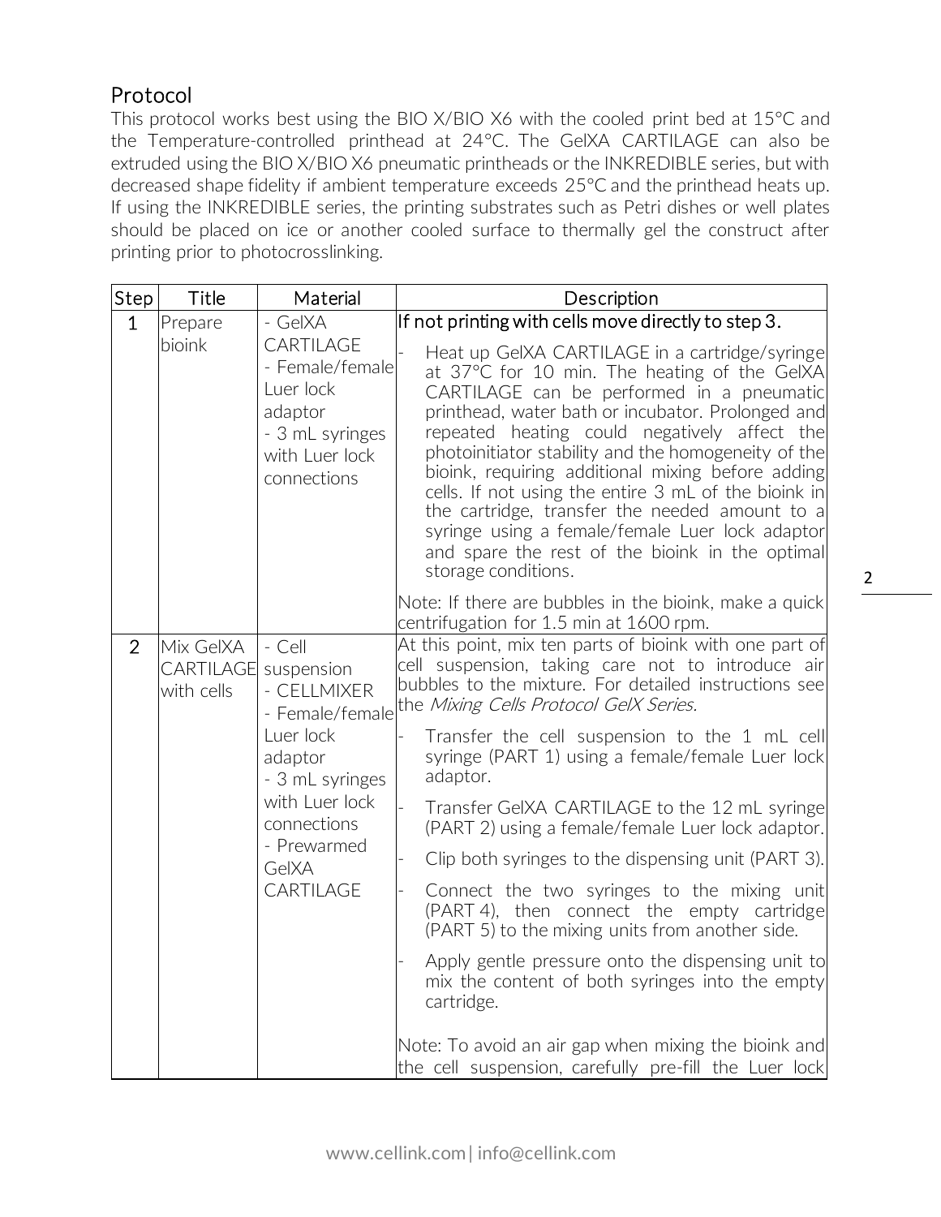## Protocol

This protocol works best using the BIO X/BIO X6 with the cooled print bed at 15°C and the Temperature-controlled printhead at 24°C. The GelXA CARTILAGE can also be extruded using the BIO X/BIO X6 pneumatic printheads or the INKREDIBLE series, but with decreased shape fidelity if ambient temperature exceeds 25°C and the printhead heats up. If using the INKREDIBLE series, the printing substrates such as Petri dishes or well plates should be placed on ice or another cooled surface to thermally gel the construct after printing prior to photocrosslinking.

| Step | Title | Material | Description |
|---|---|---|---|
| 1 | Prepare bioink | - GelXA CARTILAGE<br>- Female/female Luer lock adaptor<br>- 3 mL syringes with Luer lock connections | If not printing with cells move directly to step 3.<br>- Heat up GelXA CARTILAGE in a cartridge/syringe at 37°C for 10 min. The heating of the GelXA CARTILAGE can be performed in a pneumatic printhead, water bath or incubator. Prolonged and repeated heating could negatively affect the photoinitiator stability and the homogeneity of the bioink, requiring additional mixing before adding cells. If not using the entire 3 mL of the bioink in the cartridge, transfer the needed amount to a syringe using a female/female Luer lock adaptor and spare the rest of the bioink in the optimal storage conditions.<br><br>Note: If there are bubbles in the bioink, make a quick centrifugation for 1.5 min at 1600 rpm. |
| 2 | Mix GelXA CARTILAGE with cells | - Cell suspension<br>- CELLMIXER<br>- Female/female Luer lock adaptor<br>- 3 mL syringes with Luer lock connections<br>- Prewarmed GelXA CARTILAGE | At this point, mix ten parts of bioink with one part of cell suspension, taking care not to introduce air bubbles to the mixture. For detailed instructions see the *Mixing Cells Protocol GelX Series.*<br>- Transfer the cell suspension to the 1 mL cell syringe (PART 1) using a female/female Luer lock adaptor.<br>- Transfer GelXA CARTILAGE to the 12 mL syringe (PART 2) using a female/female Luer lock adaptor.<br>- Clip both syringes to the dispensing unit (PART 3).<br>- Connect the two syringes to the mixing unit (PART 4), then connect the empty cartridge (PART 5) to the mixing units from another side.<br>- Apply gentle pressure onto the dispensing unit to mix the content of both syringes into the empty cartridge.<br><br>Note: To avoid an air gap when mixing the bioink and the cell suspension, carefully pre-fill the Luer lock |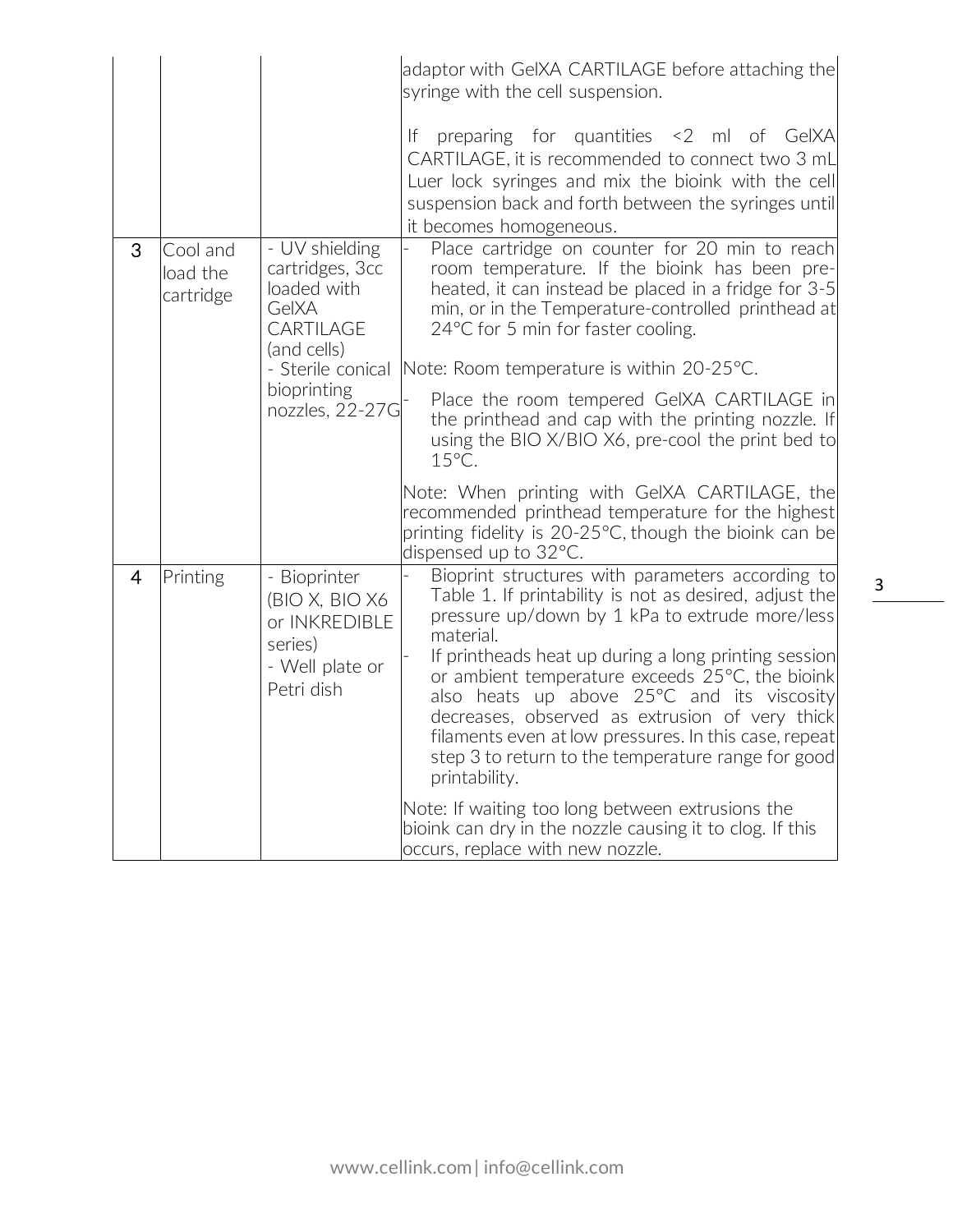|  |  |  |  |
|---|---|---|---|
|  |  |  | adaptor with GelXA CARTILAGE before attaching the syringe with the cell suspension.<br><br>If preparing for quantities <2 ml of GelXA CARTILAGE, it is recommended to connect two 3 mL Luer lock syringes and mix the bioink with the cell suspension back and forth between the syringes until it becomes homogeneous. |
| 3 | Cool and load the cartridge | - UV shielding cartridges, 3cc loaded with GelXA CARTILAGE (and cells)<br>- Sterile conical bioprinting nozzles, 22-27G | - Place cartridge on counter for 20 min to reach room temperature. If the bioink has been pre-heated, it can instead be placed in a fridge for 3-5 min, or in the Temperature-controlled printhead at 24°C for 5 min for faster cooling.<br><br>Note: Room temperature is within 20-25°C.<br><br>- Place the room tempered GelXA CARTILAGE in the printhead and cap with the printing nozzle. If using the BIO X/BIO X6, pre-cool the print bed to 15°C.<br><br>Note: When printing with GelXA CARTILAGE, the recommended printhead temperature for the highest printing fidelity is 20-25°C, though the bioink can be dispensed up to 32°C. |
| 4 | Printing | - Bioprinter (BIO X, BIO X6 or INKREDIBLE series)<br>- Well plate or Petri dish | - Bioprint structures with parameters according to Table 1. If printability is not as desired, adjust the pressure up/down by 1 kPa to extrude more/less material.<br>- If printheads heat up during a long printing session or ambient temperature exceeds 25°C, the bioink also heats up above 25°C and its viscosity decreases, observed as extrusion of very thick filaments even at low pressures. In this case, repeat step 3 to return to the temperature range for good printability.<br><br>Note: If waiting too long between extrusions the bioink can dry in the nozzle causing it to clog. If this occurs, replace with new nozzle. |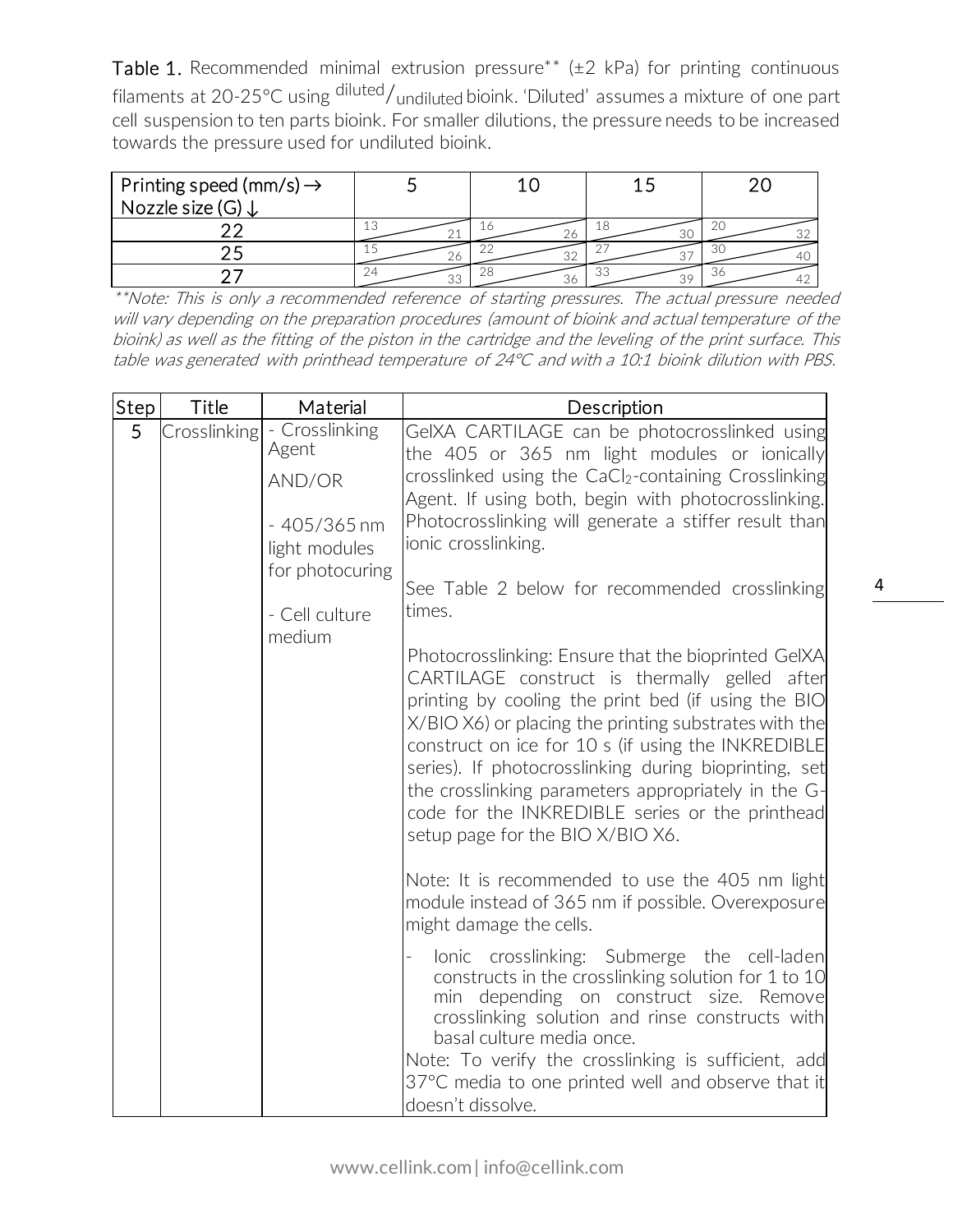**Table 1.** Recommended minimal extrusion pressure** (±2 kPa) for printing continuous filaments at 20-25°C using $^{diluted}/_{undiluted}$ bioink. 'Diluted' assumes a mixture of one part cell suspension to ten parts bioink. For smaller dilutions, the pressure needs to be increased towards the pressure used for undiluted bioink.

| Printing speed (mm/s) → <br> Nozzle size (G) ↓ | 5 | 10 | 15 | 20 |
|---|---|---|---|---|
| 22 | 13 / 21 | 16 / 26 | 18 / 30 | 20 / 32 |
| 25 | 15 / 26 | 22 / 32 | 27 / 37 | 30 / 40 |
| 27 | 24 / 33 | 28 / 36 | 33 / 39 | 36 / 42 |

*\*\*Note: This is only a recommended reference of starting pressures. The actual pressure needed will vary depending on the preparation procedures (amount of bioink and actual temperature of the bioink) as well as the fitting of the piston in the cartridge and the leveling of the print surface. This table was generated with printhead temperature of 24°C and with a 10:1 bioink dilution with PBS.*

| Step | Title | Material | Description |
|---|---|---|---|
| 5 | Crosslinking | - Crosslinking Agent<br><br>AND/OR<br><br>- 405/365 nm light modules for photocuring<br><br>- Cell culture medium | GelXA CARTILAGE can be photocrosslinked using the 405 or 365 nm light modules or ionically crosslinked using the $CaCl_2$-containing Crosslinking Agent. If using both, begin with photocrosslinking. Photocrosslinking will generate a stiffer result than ionic crosslinking.<br><br>See Table 2 below for recommended crosslinking times.<br><br>Photocrosslinking: Ensure that the bioprinted GelXA CARTILAGE construct is thermally gelled after printing by cooling the print bed (if using the BIO X/BIO X6) or placing the printing substrates with the construct on ice for 10 s (if using the INKREDIBLE series). If photocrosslinking during bioprinting, set the crosslinking parameters appropriately in the G-code for the INKREDIBLE series or the printhead setup page for the BIO X/BIO X6.<br><br>Note: It is recommended to use the 405 nm light module instead of 365 nm if possible. Overexposure might damage the cells.<br><br>- Ionic crosslinking: Submerge the cell-laden constructs in the crosslinking solution for 1 to 10 min depending on construct size. Remove crosslinking solution and rinse constructs with basal culture media once.<br>Note: To verify the crosslinking is sufficient, add 37°C media to one printed well and observe that it doesn't dissolve. |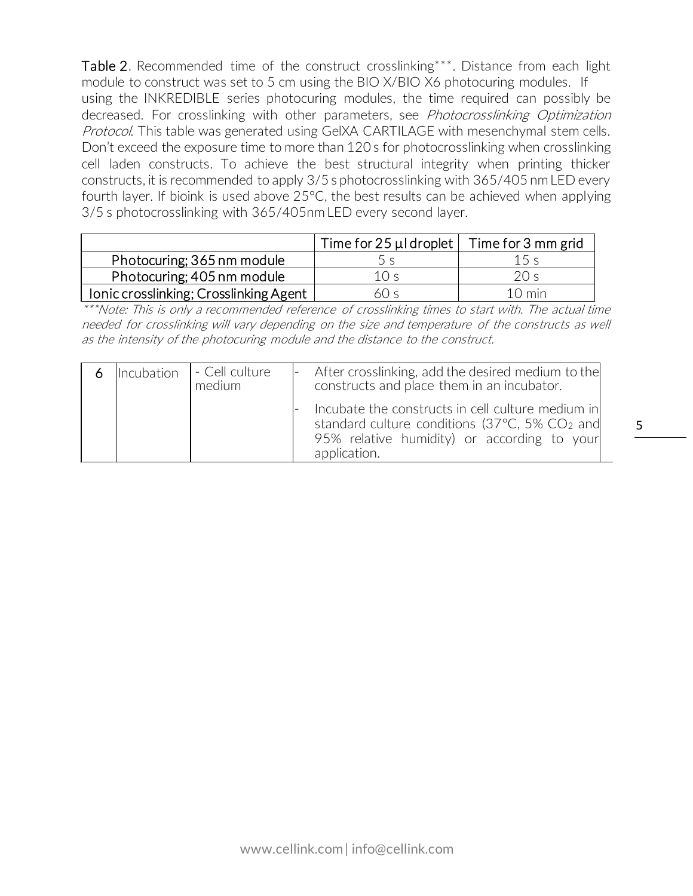**Table 2**. Recommended time of the construct crosslinking***. Distance from each light module to construct was set to 5 cm using the BIO X/BIO X6 photocuring modules. If using the INKREDIBLE series photocuring modules, the time required can possibly be decreased. For crosslinking with other parameters, see *Photocrosslinking Optimization Protocol*. This table was generated using GelXA CARTILAGE with mesenchymal stem cells. Don't exceed the exposure time to more than 120 s for photocrosslinking when crosslinking cell laden constructs. To achieve the best structural integrity when printing thicker constructs, it is recommended to apply 3/5 s photocrosslinking with 365/405 nm LED every fourth layer. If bioink is used above 25°C, the best results can be achieved when applying 3/5 s photocrosslinking with 365/405nm LED every second layer.

| | Time for 25 µl droplet | Time for 3 mm grid |
|---|---|---|
| Photocuring; 365 nm module | 5 s | 15 s |
| Photocuring; 405 nm module | 10 s | 20 s |
| Ionic crosslinking; Crosslinking Agent | 60 s | 10 min |

****Note: This is only a recommended reference of crosslinking times to start with. The actual time needed for crosslinking will vary depending on the size and temperature of the constructs as well as the intensity of the photocuring module and the distance to the construct.*

| | | | |
|---|---|---|---|
| 6 | Incubation | - Cell culture medium | - After crosslinking, add the desired medium to the constructs and place them in an incubator.<br>- Incubate the constructs in cell culture medium in standard culture conditions (37°C, 5% $CO_2$ and 95% relative humidity) or according to your application. |